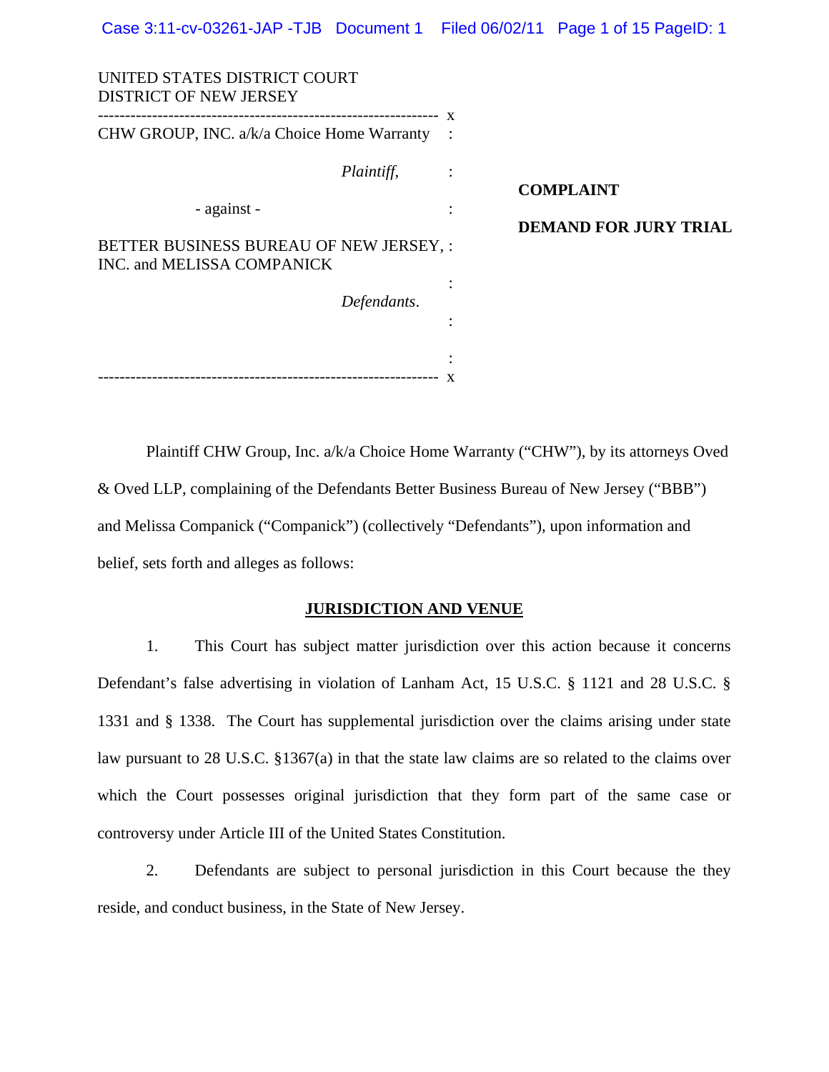UNITED STATES DISTRICT COURT
DISTRICT OF NEW JERSEY

| | |
|---|---|
| CHW GROUP, INC. a/k/a Choice Home Warranty<br><br>*Plaintiff*,<br><br>- against -<br><br>BETTER BUSINESS BUREAU OF NEW JERSEY, INC. and MELISSA COMPANICK<br><br>*Defendants*. | **COMPLAINT**<br><br>**DEMAND FOR JURY TRIAL** |

Plaintiff CHW Group, Inc. a/k/a Choice Home Warranty ("CHW"), by its attorneys Oved & Oved LLP, complaining of the Defendants Better Business Bureau of New Jersey ("BBB") and Melissa Companick ("Companick") (collectively "Defendants"), upon information and belief, sets forth and alleges as follows:

## JURISDICTION AND VENUE

1. This Court has subject matter jurisdiction over this action because it concerns Defendant's false advertising in violation of Lanham Act, 15 U.S.C. § 1121 and 28 U.S.C. § 1331 and § 1338. The Court has supplemental jurisdiction over the claims arising under state law pursuant to 28 U.S.C. §1367(a) in that the state law claims are so related to the claims over which the Court possesses original jurisdiction that they form part of the same case or controversy under Article III of the United States Constitution.

2. Defendants are subject to personal jurisdiction in this Court because the they reside, and conduct business, in the State of New Jersey.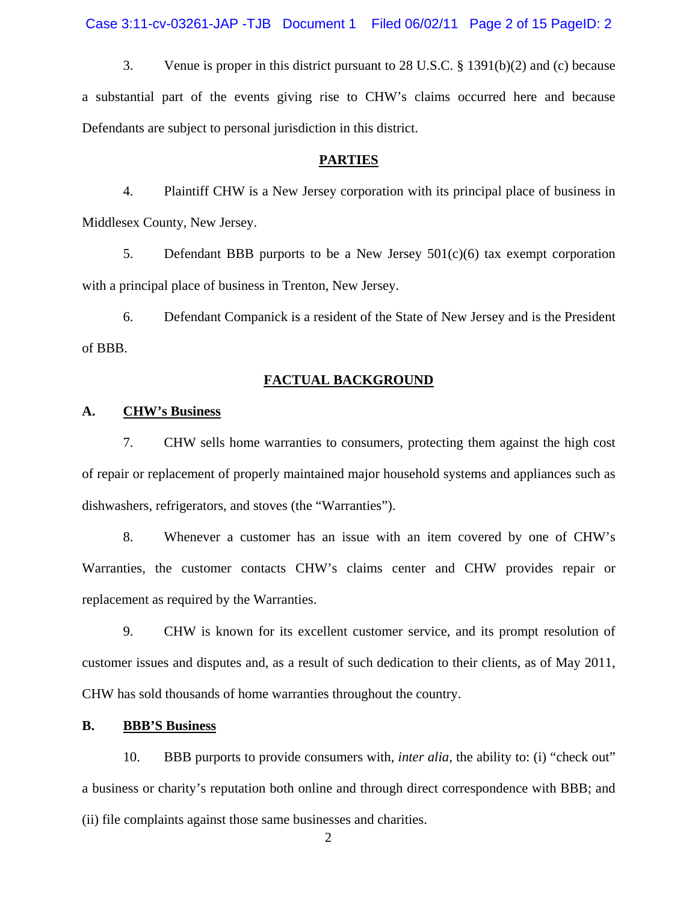3. Venue is proper in this district pursuant to 28 U.S.C. § 1391(b)(2) and (c) because a substantial part of the events giving rise to CHW's claims occurred here and because Defendants are subject to personal jurisdiction in this district.

## PARTIES

4. Plaintiff CHW is a New Jersey corporation with its principal place of business in Middlesex County, New Jersey.

5. Defendant BBB purports to be a New Jersey 501(c)(6) tax exempt corporation with a principal place of business in Trenton, New Jersey.

6. Defendant Companick is a resident of the State of New Jersey and is the President of BBB.

## FACTUAL BACKGROUND

### A. CHW's Business

7. CHW sells home warranties to consumers, protecting them against the high cost of repair or replacement of properly maintained major household systems and appliances such as dishwashers, refrigerators, and stoves (the "Warranties").

8. Whenever a customer has an issue with an item covered by one of CHW's Warranties, the customer contacts CHW's claims center and CHW provides repair or replacement as required by the Warranties.

9. CHW is known for its excellent customer service, and its prompt resolution of customer issues and disputes and, as a result of such dedication to their clients, as of May 2011, CHW has sold thousands of home warranties throughout the country.

### B. BBB'S Business

10. BBB purports to provide consumers with, *inter alia,* the ability to: (i) "check out" a business or charity's reputation both online and through direct correspondence with BBB; and (ii) file complaints against those same businesses and charities.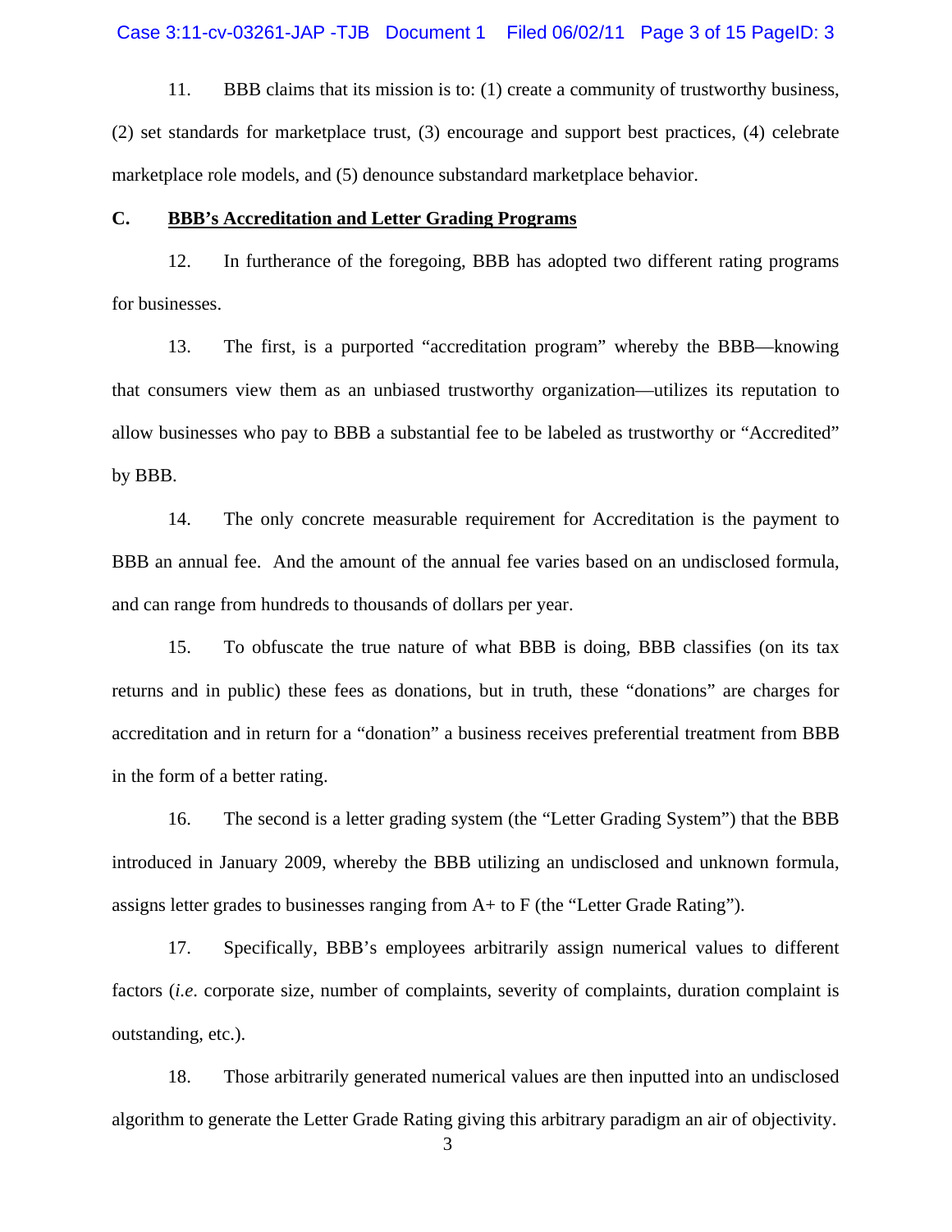11. BBB claims that its mission is to: (1) create a community of trustworthy business, (2) set standards for marketplace trust, (3) encourage and support best practices, (4) celebrate marketplace role models, and (5) denounce substandard marketplace behavior.

### C. BBB's Accreditation and Letter Grading Programs

12. In furtherance of the foregoing, BBB has adopted two different rating programs for businesses.

13. The first, is a purported "accreditation program" whereby the BBB—knowing that consumers view them as an unbiased trustworthy organization—utilizes its reputation to allow businesses who pay to BBB a substantial fee to be labeled as trustworthy or "Accredited" by BBB.

14. The only concrete measurable requirement for Accreditation is the payment to BBB an annual fee. And the amount of the annual fee varies based on an undisclosed formula, and can range from hundreds to thousands of dollars per year.

15. To obfuscate the true nature of what BBB is doing, BBB classifies (on its tax returns and in public) these fees as donations, but in truth, these "donations" are charges for accreditation and in return for a "donation" a business receives preferential treatment from BBB in the form of a better rating.

16. The second is a letter grading system (the "Letter Grading System") that the BBB introduced in January 2009, whereby the BBB utilizing an undisclosed and unknown formula, assigns letter grades to businesses ranging from A+ to F (the "Letter Grade Rating").

17. Specifically, BBB's employees arbitrarily assign numerical values to different factors (*i.e*. corporate size, number of complaints, severity of complaints, duration complaint is outstanding, etc.).

18. Those arbitrarily generated numerical values are then inputted into an undisclosed algorithm to generate the Letter Grade Rating giving this arbitrary paradigm an air of objectivity.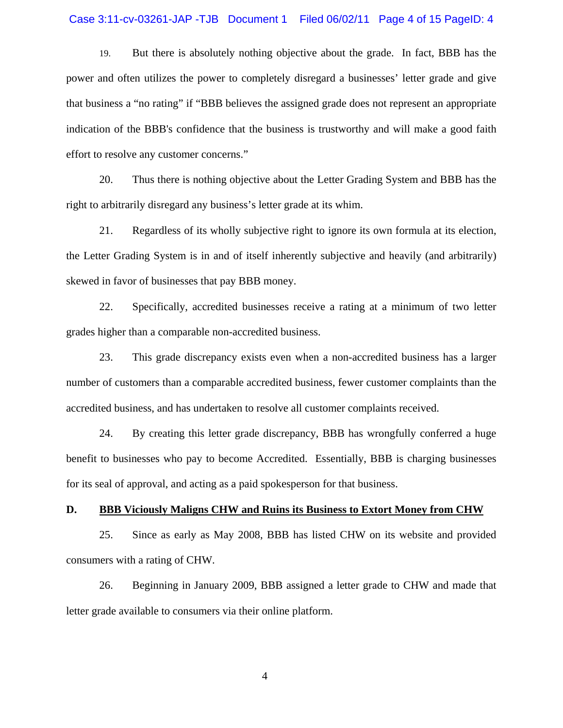19. But there is absolutely nothing objective about the grade. In fact, BBB has the power and often utilizes the power to completely disregard a businesses' letter grade and give that business a "no rating" if "BBB believes the assigned grade does not represent an appropriate indication of the BBB's confidence that the business is trustworthy and will make a good faith effort to resolve any customer concerns."

20. Thus there is nothing objective about the Letter Grading System and BBB has the right to arbitrarily disregard any business's letter grade at its whim.

21. Regardless of its wholly subjective right to ignore its own formula at its election, the Letter Grading System is in and of itself inherently subjective and heavily (and arbitrarily) skewed in favor of businesses that pay BBB money.

22. Specifically, accredited businesses receive a rating at a minimum of two letter grades higher than a comparable non-accredited business.

23. This grade discrepancy exists even when a non-accredited business has a larger number of customers than a comparable accredited business, fewer customer complaints than the accredited business, and has undertaken to resolve all customer complaints received.

24. By creating this letter grade discrepancy, BBB has wrongfully conferred a huge benefit to businesses who pay to become Accredited. Essentially, BBB is charging businesses for its seal of approval, and acting as a paid spokesperson for that business.

## D. <u>BBB Viciously Maligns CHW and Ruins its Business to Extort Money from CHW</u>

25. Since as early as May 2008, BBB has listed CHW on its website and provided consumers with a rating of CHW.

26. Beginning in January 2009, BBB assigned a letter grade to CHW and made that letter grade available to consumers via their online platform.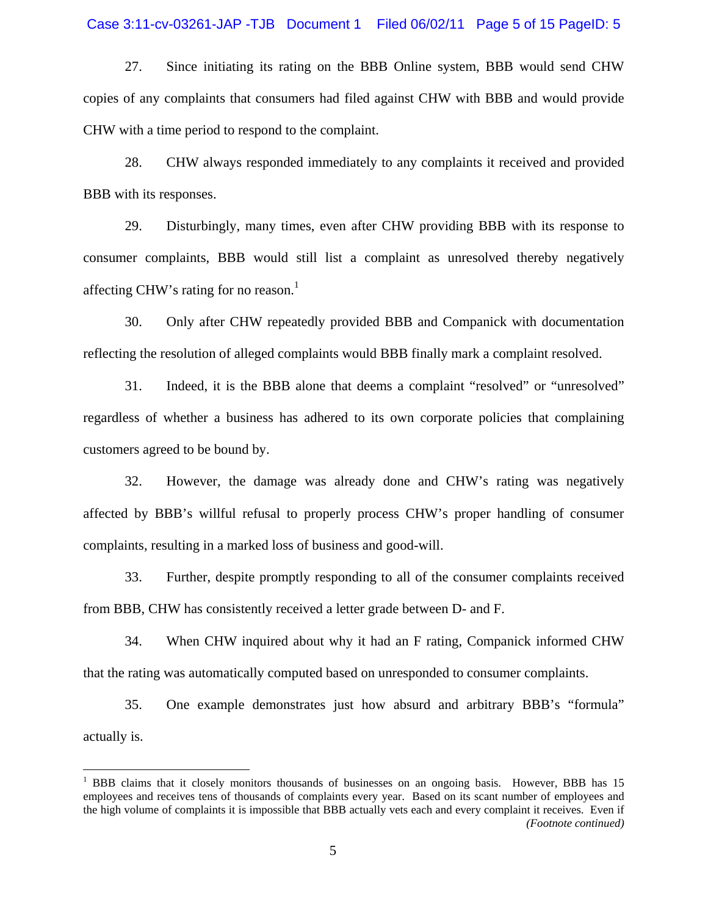27. Since initiating its rating on the BBB Online system, BBB would send CHW copies of any complaints that consumers had filed against CHW with BBB and would provide CHW with a time period to respond to the complaint.

28. CHW always responded immediately to any complaints it received and provided BBB with its responses.

29. Disturbingly, many times, even after CHW providing BBB with its response to consumer complaints, BBB would still list a complaint as unresolved thereby negatively affecting CHW's rating for no reason.[1]

30. Only after CHW repeatedly provided BBB and Companick with documentation reflecting the resolution of alleged complaints would BBB finally mark a complaint resolved.

31. Indeed, it is the BBB alone that deems a complaint "resolved" or "unresolved" regardless of whether a business has adhered to its own corporate policies that complaining customers agreed to be bound by.

32. However, the damage was already done and CHW's rating was negatively affected by BBB's willful refusal to properly process CHW's proper handling of consumer complaints, resulting in a marked loss of business and good-will.

33. Further, despite promptly responding to all of the consumer complaints received from BBB, CHW has consistently received a letter grade between D- and F.

34. When CHW inquired about why it had an F rating, Companick informed CHW that the rating was automatically computed based on unresponded to consumer complaints.

35. One example demonstrates just how absurd and arbitrary BBB's "formula" actually is.

---

[1] BBB claims that it closely monitors thousands of businesses on an ongoing basis. However, BBB has 15 employees and receives tens of thousands of complaints every year. Based on its scant number of employees and the high volume of complaints it is impossible that BBB actually vets each and every complaint it receives. Even if

*(Footnote continued)*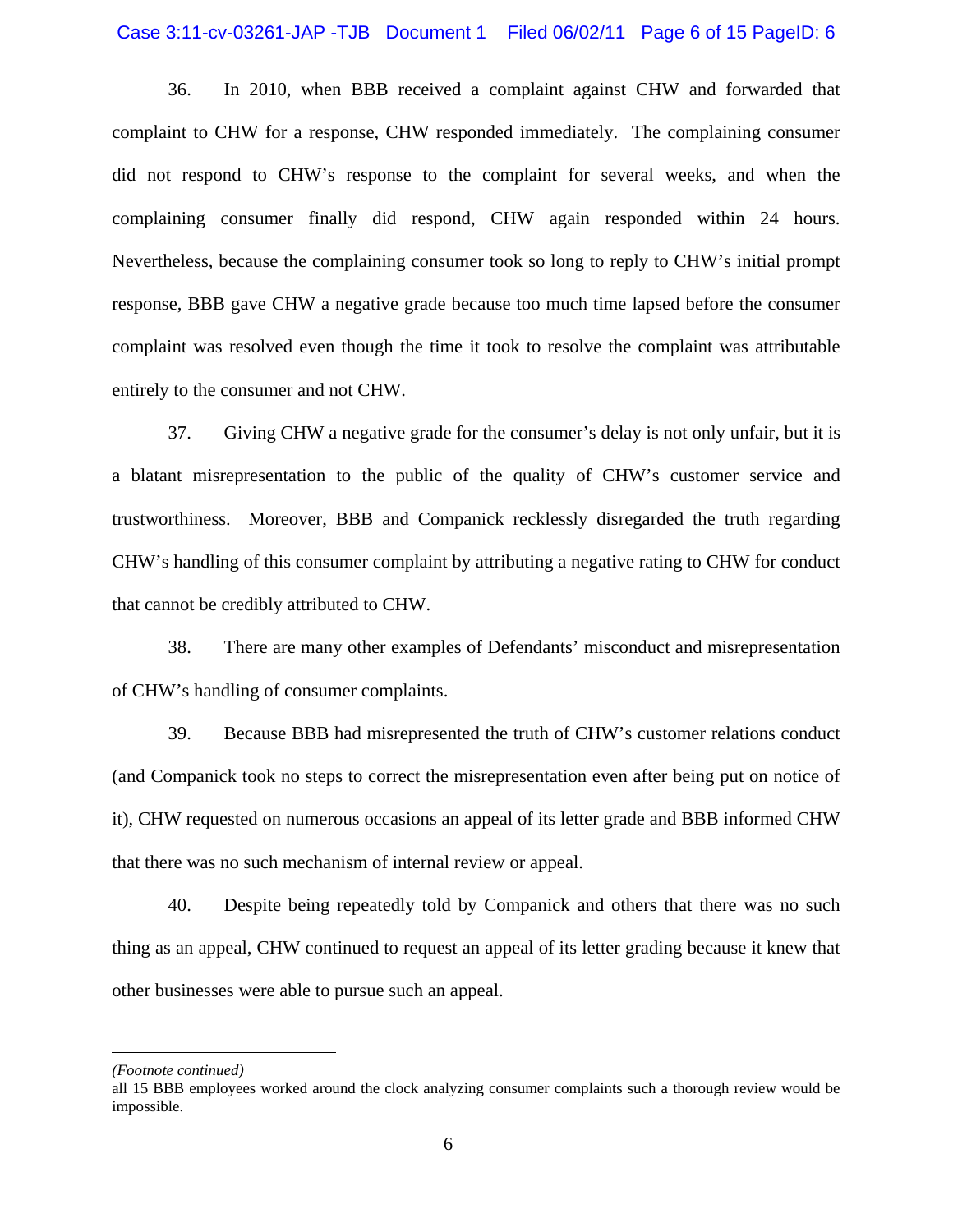36. In 2010, when BBB received a complaint against CHW and forwarded that complaint to CHW for a response, CHW responded immediately. The complaining consumer did not respond to CHW's response to the complaint for several weeks, and when the complaining consumer finally did respond, CHW again responded within 24 hours. Nevertheless, because the complaining consumer took so long to reply to CHW's initial prompt response, BBB gave CHW a negative grade because too much time lapsed before the consumer complaint was resolved even though the time it took to resolve the complaint was attributable entirely to the consumer and not CHW.

37. Giving CHW a negative grade for the consumer's delay is not only unfair, but it is a blatant misrepresentation to the public of the quality of CHW's customer service and trustworthiness. Moreover, BBB and Companick recklessly disregarded the truth regarding CHW's handling of this consumer complaint by attributing a negative rating to CHW for conduct that cannot be credibly attributed to CHW.

38. There are many other examples of Defendants' misconduct and misrepresentation of CHW's handling of consumer complaints.

39. Because BBB had misrepresented the truth of CHW's customer relations conduct (and Companick took no steps to correct the misrepresentation even after being put on notice of it), CHW requested on numerous occasions an appeal of its letter grade and BBB informed CHW that there was no such mechanism of internal review or appeal.

40. Despite being repeatedly told by Companick and others that there was no such thing as an appeal, CHW continued to request an appeal of its letter grading because it knew that other businesses were able to pursue such an appeal.

---

*(Footnote continued)*
all 15 BBB employees worked around the clock analyzing consumer complaints such a thorough review would be impossible.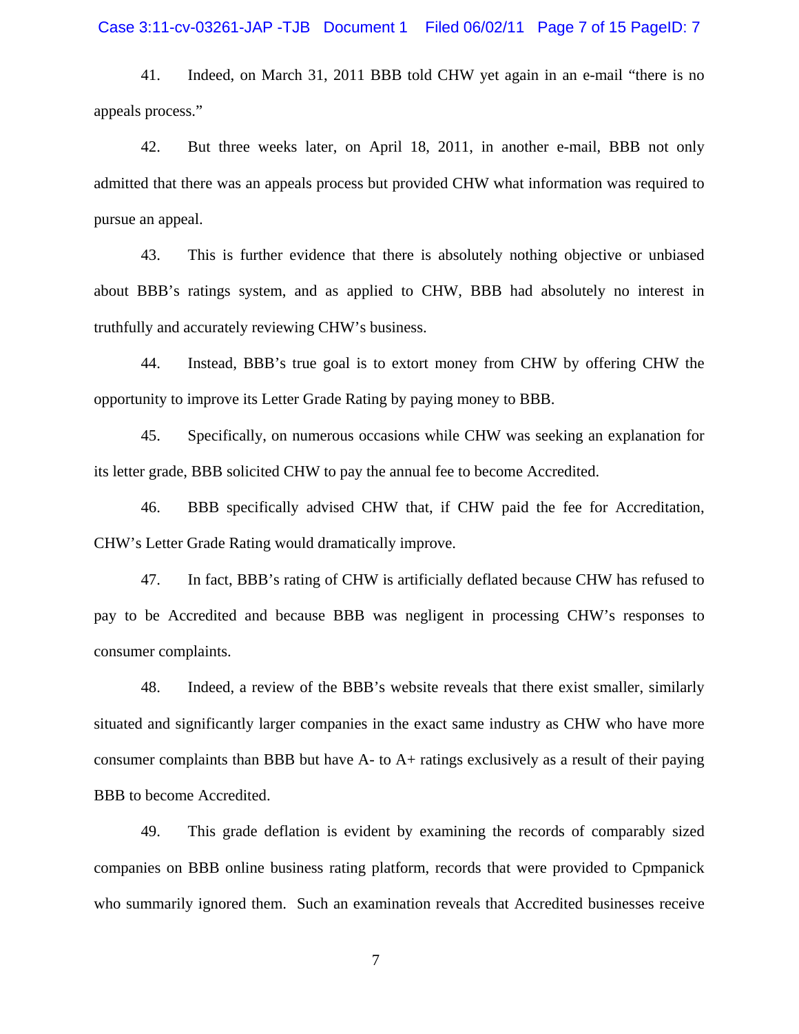41. Indeed, on March 31, 2011 BBB told CHW yet again in an e-mail "there is no appeals process."

42. But three weeks later, on April 18, 2011, in another e-mail, BBB not only admitted that there was an appeals process but provided CHW what information was required to pursue an appeal.

43. This is further evidence that there is absolutely nothing objective or unbiased about BBB's ratings system, and as applied to CHW, BBB had absolutely no interest in truthfully and accurately reviewing CHW's business.

44. Instead, BBB's true goal is to extort money from CHW by offering CHW the opportunity to improve its Letter Grade Rating by paying money to BBB.

45. Specifically, on numerous occasions while CHW was seeking an explanation for its letter grade, BBB solicited CHW to pay the annual fee to become Accredited.

46. BBB specifically advised CHW that, if CHW paid the fee for Accreditation, CHW's Letter Grade Rating would dramatically improve.

47. In fact, BBB's rating of CHW is artificially deflated because CHW has refused to pay to be Accredited and because BBB was negligent in processing CHW's responses to consumer complaints.

48. Indeed, a review of the BBB's website reveals that there exist smaller, similarly situated and significantly larger companies in the exact same industry as CHW who have more consumer complaints than BBB but have A- to A+ ratings exclusively as a result of their paying BBB to become Accredited.

49. This grade deflation is evident by examining the records of comparably sized companies on BBB online business rating platform, records that were provided to Cpmpanick who summarily ignored them. Such an examination reveals that Accredited businesses receive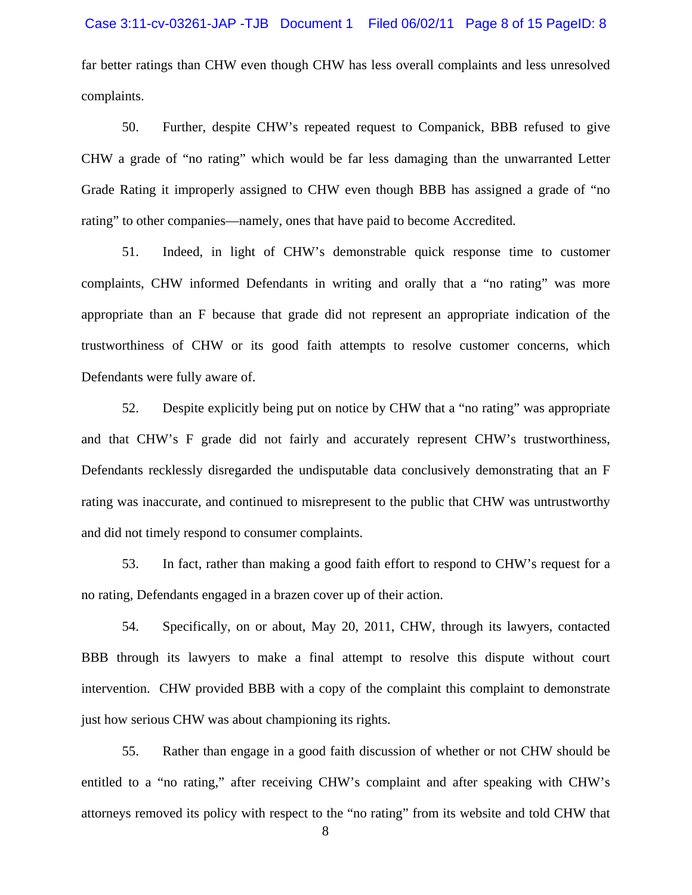far better ratings than CHW even though CHW has less overall complaints and less unresolved complaints.

50. Further, despite CHW's repeated request to Companick, BBB refused to give CHW a grade of "no rating" which would be far less damaging than the unwarranted Letter Grade Rating it improperly assigned to CHW even though BBB has assigned a grade of "no rating" to other companies—namely, ones that have paid to become Accredited.

51. Indeed, in light of CHW's demonstrable quick response time to customer complaints, CHW informed Defendants in writing and orally that a "no rating" was more appropriate than an F because that grade did not represent an appropriate indication of the trustworthiness of CHW or its good faith attempts to resolve customer concerns, which Defendants were fully aware of.

52. Despite explicitly being put on notice by CHW that a "no rating" was appropriate and that CHW's F grade did not fairly and accurately represent CHW's trustworthiness, Defendants recklessly disregarded the undisputable data conclusively demonstrating that an F rating was inaccurate, and continued to misrepresent to the public that CHW was untrustworthy and did not timely respond to consumer complaints.

53. In fact, rather than making a good faith effort to respond to CHW's request for a no rating, Defendants engaged in a brazen cover up of their action.

54. Specifically, on or about, May 20, 2011, CHW, through its lawyers, contacted BBB through its lawyers to make a final attempt to resolve this dispute without court intervention. CHW provided BBB with a copy of the complaint this complaint to demonstrate just how serious CHW was about championing its rights.

55. Rather than engage in a good faith discussion of whether or not CHW should be entitled to a "no rating," after receiving CHW's complaint and after speaking with CHW's attorneys removed its policy with respect to the "no rating" from its website and told CHW that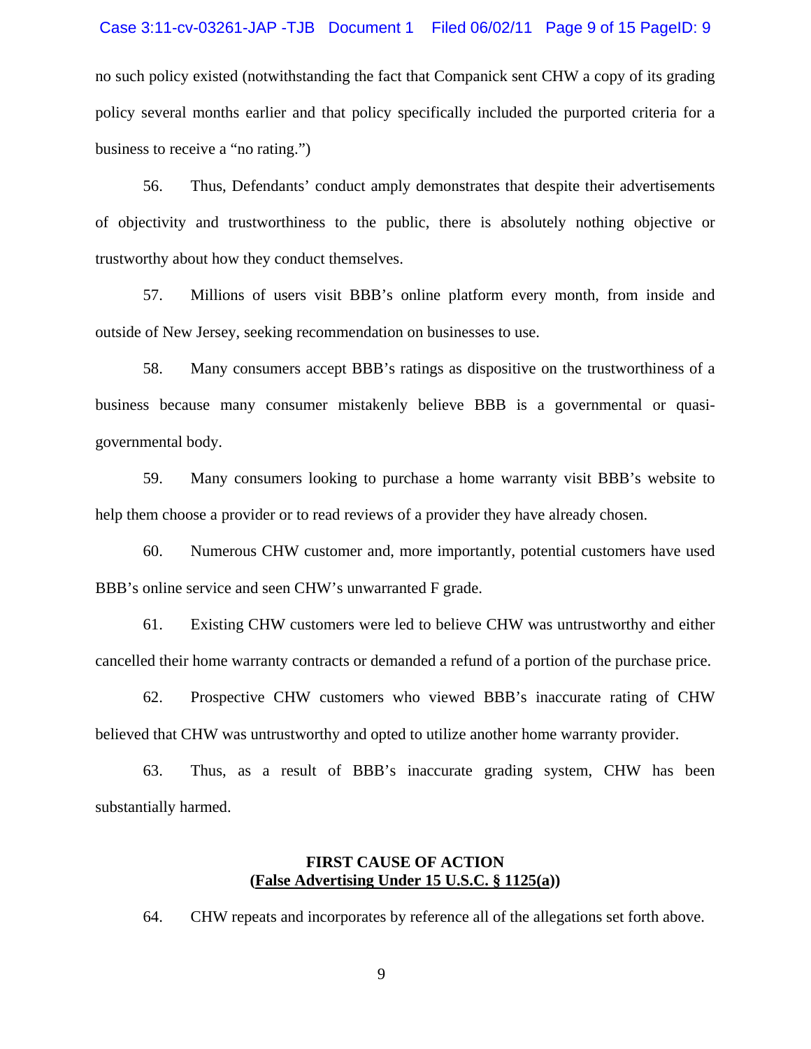no such policy existed (notwithstanding the fact that Companick sent CHW a copy of its grading policy several months earlier and that policy specifically included the purported criteria for a business to receive a "no rating.")

56. Thus, Defendants' conduct amply demonstrates that despite their advertisements of objectivity and trustworthiness to the public, there is absolutely nothing objective or trustworthy about how they conduct themselves.

57. Millions of users visit BBB's online platform every month, from inside and outside of New Jersey, seeking recommendation on businesses to use.

58. Many consumers accept BBB's ratings as dispositive on the trustworthiness of a business because many consumer mistakenly believe BBB is a governmental or quasi-governmental body.

59. Many consumers looking to purchase a home warranty visit BBB's website to help them choose a provider or to read reviews of a provider they have already chosen.

60. Numerous CHW customer and, more importantly, potential customers have used BBB's online service and seen CHW's unwarranted F grade.

61. Existing CHW customers were led to believe CHW was untrustworthy and either cancelled their home warranty contracts or demanded a refund of a portion of the purchase price.

62. Prospective CHW customers who viewed BBB's inaccurate rating of CHW believed that CHW was untrustworthy and opted to utilize another home warranty provider.

63. Thus, as a result of BBB's inaccurate grading system, CHW has been substantially harmed.

**FIRST CAUSE OF ACTION**
**(False Advertising Under 15 U.S.C. § 1125(a))**

64. CHW repeats and incorporates by reference all of the allegations set forth above.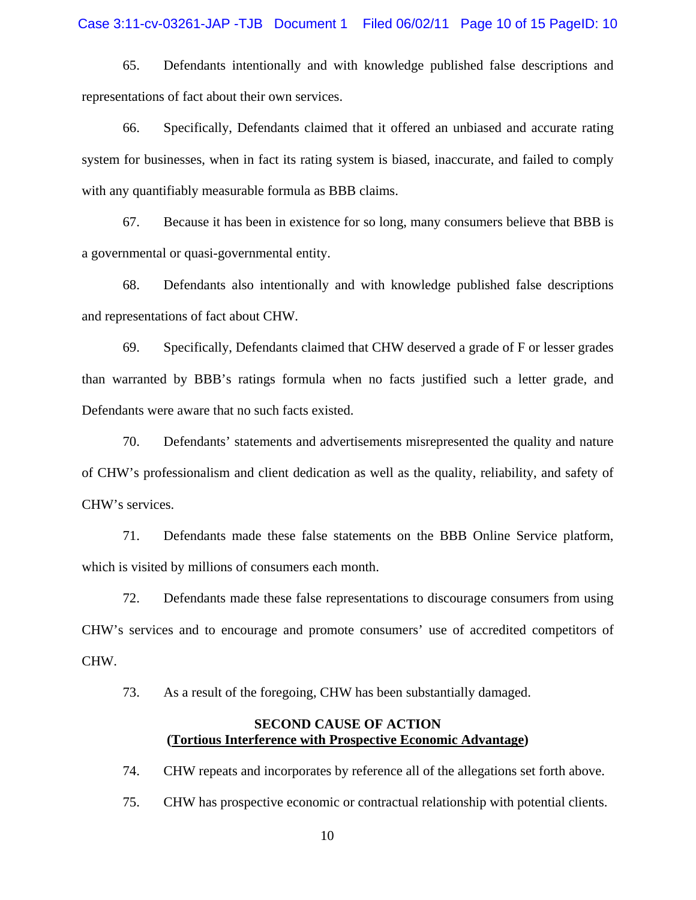65. Defendants intentionally and with knowledge published false descriptions and representations of fact about their own services.

66. Specifically, Defendants claimed that it offered an unbiased and accurate rating system for businesses, when in fact its rating system is biased, inaccurate, and failed to comply with any quantifiably measurable formula as BBB claims.

67. Because it has been in existence for so long, many consumers believe that BBB is a governmental or quasi-governmental entity.

68. Defendants also intentionally and with knowledge published false descriptions and representations of fact about CHW.

69. Specifically, Defendants claimed that CHW deserved a grade of F or lesser grades than warranted by BBB's ratings formula when no facts justified such a letter grade, and Defendants were aware that no such facts existed.

70. Defendants' statements and advertisements misrepresented the quality and nature of CHW's professionalism and client dedication as well as the quality, reliability, and safety of CHW's services.

71. Defendants made these false statements on the BBB Online Service platform, which is visited by millions of consumers each month.

72. Defendants made these false representations to discourage consumers from using CHW's services and to encourage and promote consumers' use of accredited competitors of CHW.

73. As a result of the foregoing, CHW has been substantially damaged.

## SECOND CAUSE OF ACTION
## (<u>Tortious Interference with Prospective Economic Advantage</u>)

74. CHW repeats and incorporates by reference all of the allegations set forth above.

75. CHW has prospective economic or contractual relationship with potential clients.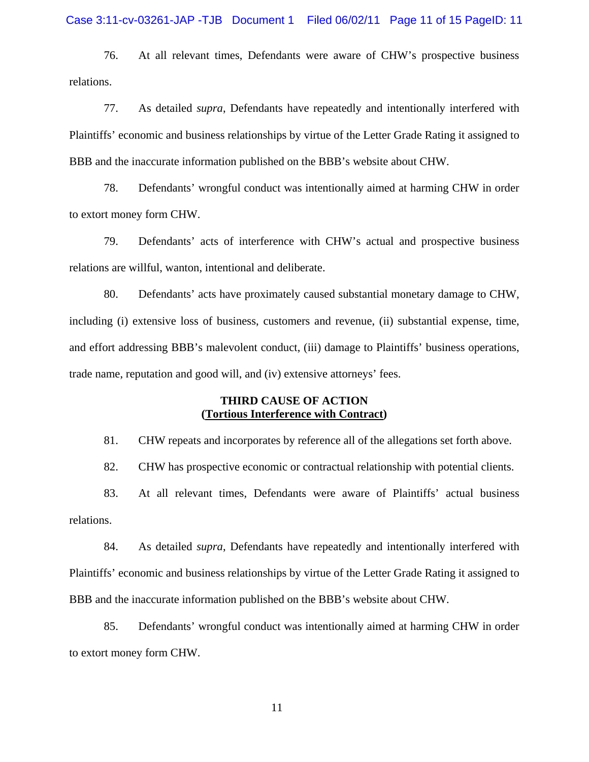76. At all relevant times, Defendants were aware of CHW's prospective business relations.

77. As detailed *supra*, Defendants have repeatedly and intentionally interfered with Plaintiffs' economic and business relationships by virtue of the Letter Grade Rating it assigned to BBB and the inaccurate information published on the BBB's website about CHW.

78. Defendants' wrongful conduct was intentionally aimed at harming CHW in order to extort money form CHW.

79. Defendants' acts of interference with CHW's actual and prospective business relations are willful, wanton, intentional and deliberate.

80. Defendants' acts have proximately caused substantial monetary damage to CHW, including (i) extensive loss of business, customers and revenue, (ii) substantial expense, time, and effort addressing BBB's malevolent conduct, (iii) damage to Plaintiffs' business operations, trade name, reputation and good will, and (iv) extensive attorneys' fees.

**THIRD CAUSE OF ACTION**
**(<u>Tortious Interference with Contract</u>)**

81. CHW repeats and incorporates by reference all of the allegations set forth above.

82. CHW has prospective economic or contractual relationship with potential clients.

83. At all relevant times, Defendants were aware of Plaintiffs' actual business relations.

84. As detailed *supra*, Defendants have repeatedly and intentionally interfered with Plaintiffs' economic and business relationships by virtue of the Letter Grade Rating it assigned to BBB and the inaccurate information published on the BBB's website about CHW.

85. Defendants' wrongful conduct was intentionally aimed at harming CHW in order to extort money form CHW.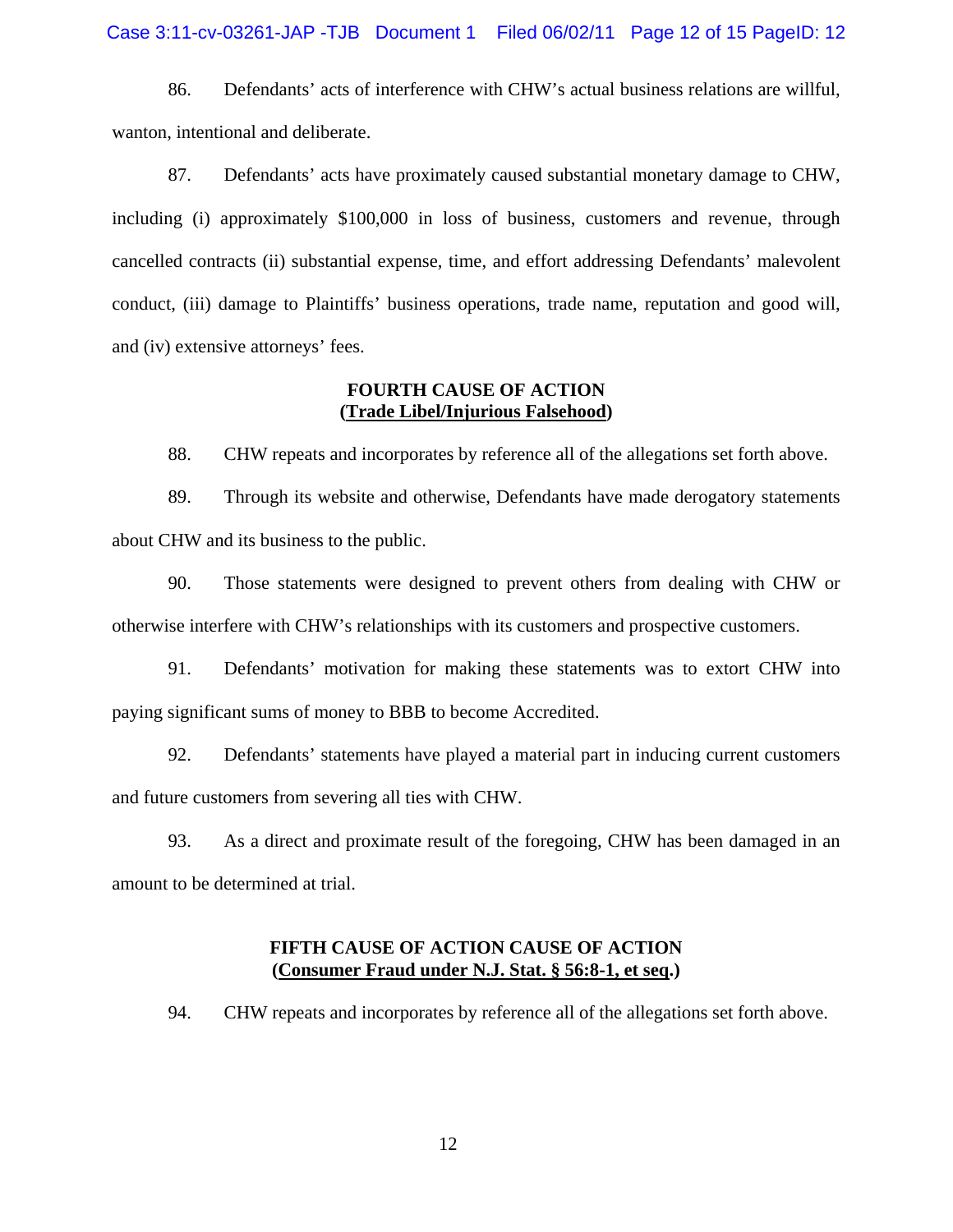86. Defendants' acts of interference with CHW's actual business relations are willful, wanton, intentional and deliberate.

87. Defendants' acts have proximately caused substantial monetary damage to CHW, including (i) approximately $100,000 in loss of business, customers and revenue, through cancelled contracts (ii) substantial expense, time, and effort addressing Defendants' malevolent conduct, (iii) damage to Plaintiffs' business operations, trade name, reputation and good will, and (iv) extensive attorneys' fees.

**FOURTH CAUSE OF ACTION**
**(Trade Libel/Injurious Falsehood)**

88. CHW repeats and incorporates by reference all of the allegations set forth above.

89. Through its website and otherwise, Defendants have made derogatory statements about CHW and its business to the public.

90. Those statements were designed to prevent others from dealing with CHW or otherwise interfere with CHW's relationships with its customers and prospective customers.

91. Defendants' motivation for making these statements was to extort CHW into paying significant sums of money to BBB to become Accredited.

92. Defendants' statements have played a material part in inducing current customers and future customers from severing all ties with CHW.

93. As a direct and proximate result of the foregoing, CHW has been damaged in an amount to be determined at trial.

**FIFTH CAUSE OF ACTION CAUSE OF ACTION**
**(Consumer Fraud under N.J. Stat. § 56:8-1, et seq.)**

94. CHW repeats and incorporates by reference all of the allegations set forth above.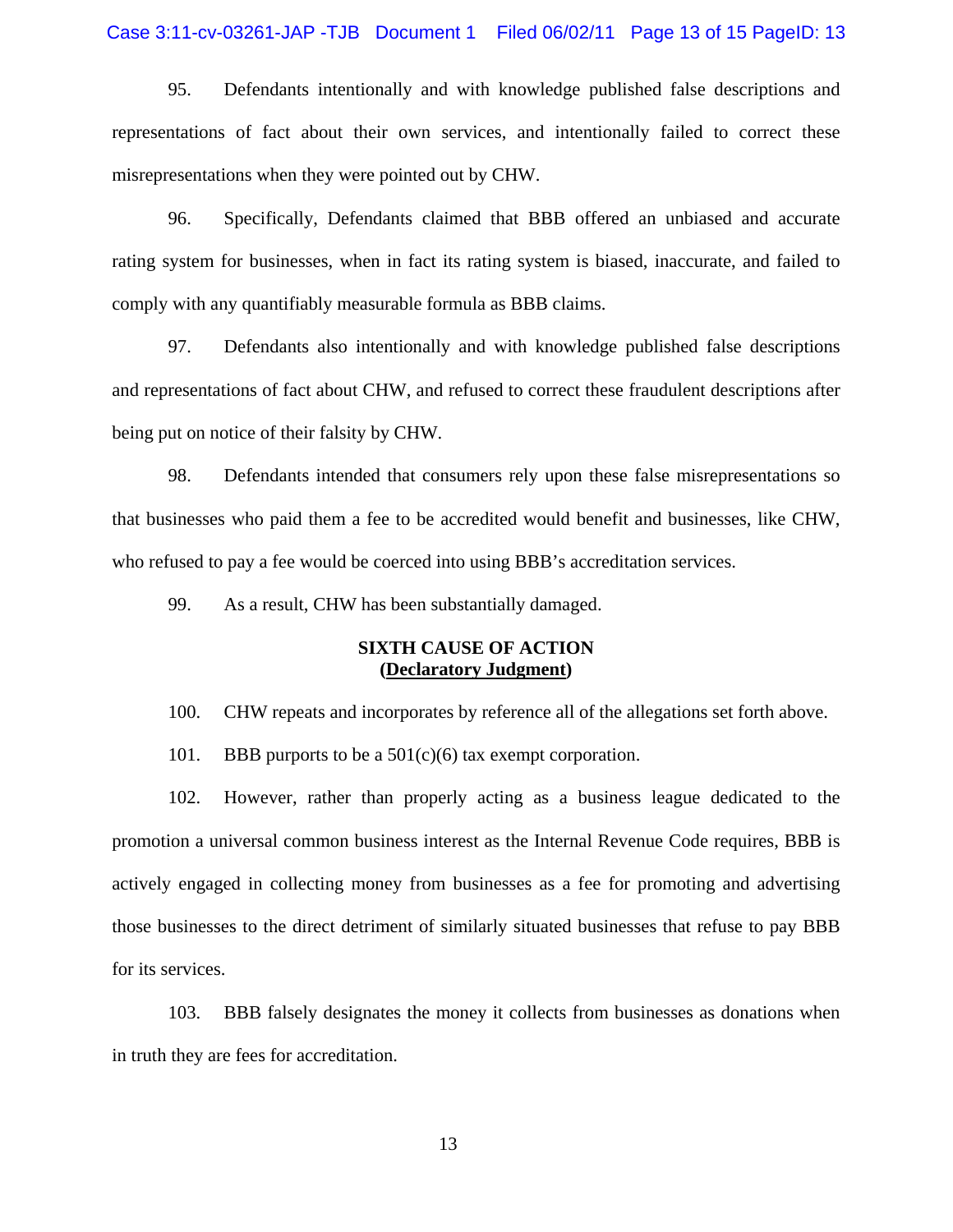95. Defendants intentionally and with knowledge published false descriptions and representations of fact about their own services, and intentionally failed to correct these misrepresentations when they were pointed out by CHW.

96. Specifically, Defendants claimed that BBB offered an unbiased and accurate rating system for businesses, when in fact its rating system is biased, inaccurate, and failed to comply with any quantifiably measurable formula as BBB claims.

97. Defendants also intentionally and with knowledge published false descriptions and representations of fact about CHW, and refused to correct these fraudulent descriptions after being put on notice of their falsity by CHW.

98. Defendants intended that consumers rely upon these false misrepresentations so that businesses who paid them a fee to be accredited would benefit and businesses, like CHW, who refused to pay a fee would be coerced into using BBB's accreditation services.

99. As a result, CHW has been substantially damaged.

**SIXTH CAUSE OF ACTION**
**(Declaratory Judgment)**

100. CHW repeats and incorporates by reference all of the allegations set forth above.

101. BBB purports to be a 501(c)(6) tax exempt corporation.

102. However, rather than properly acting as a business league dedicated to the promotion a universal common business interest as the Internal Revenue Code requires, BBB is actively engaged in collecting money from businesses as a fee for promoting and advertising those businesses to the direct detriment of similarly situated businesses that refuse to pay BBB for its services.

103. BBB falsely designates the money it collects from businesses as donations when in truth they are fees for accreditation.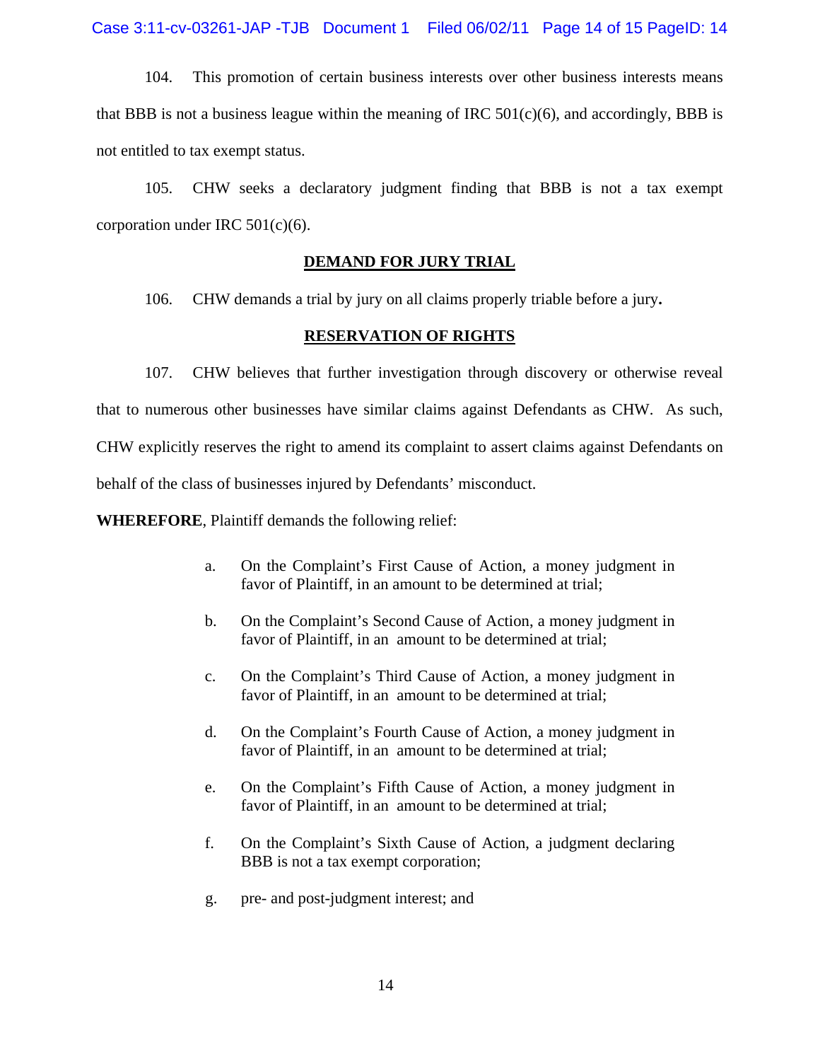104. This promotion of certain business interests over other business interests means that BBB is not a business league within the meaning of IRC 501(c)(6), and accordingly, BBB is not entitled to tax exempt status.

105. CHW seeks a declaratory judgment finding that BBB is not a tax exempt corporation under IRC 501(c)(6).

## DEMAND FOR JURY TRIAL

106. CHW demands a trial by jury on all claims properly triable before a jury**.**

## RESERVATION OF RIGHTS

107. CHW believes that further investigation through discovery or otherwise reveal that to numerous other businesses have similar claims against Defendants as CHW. As such, CHW explicitly reserves the right to amend its complaint to assert claims against Defendants on behalf of the class of businesses injured by Defendants' misconduct.

**WHEREFORE**, Plaintiff demands the following relief:

a. On the Complaint's First Cause of Action, a money judgment in favor of Plaintiff, in an amount to be determined at trial;

b. On the Complaint's Second Cause of Action, a money judgment in favor of Plaintiff, in an amount to be determined at trial;

c. On the Complaint's Third Cause of Action, a money judgment in favor of Plaintiff, in an amount to be determined at trial;

d. On the Complaint's Fourth Cause of Action, a money judgment in favor of Plaintiff, in an amount to be determined at trial;

e. On the Complaint's Fifth Cause of Action, a money judgment in favor of Plaintiff, in an amount to be determined at trial;

f. On the Complaint's Sixth Cause of Action, a judgment declaring BBB is not a tax exempt corporation;

g. pre- and post-judgment interest; and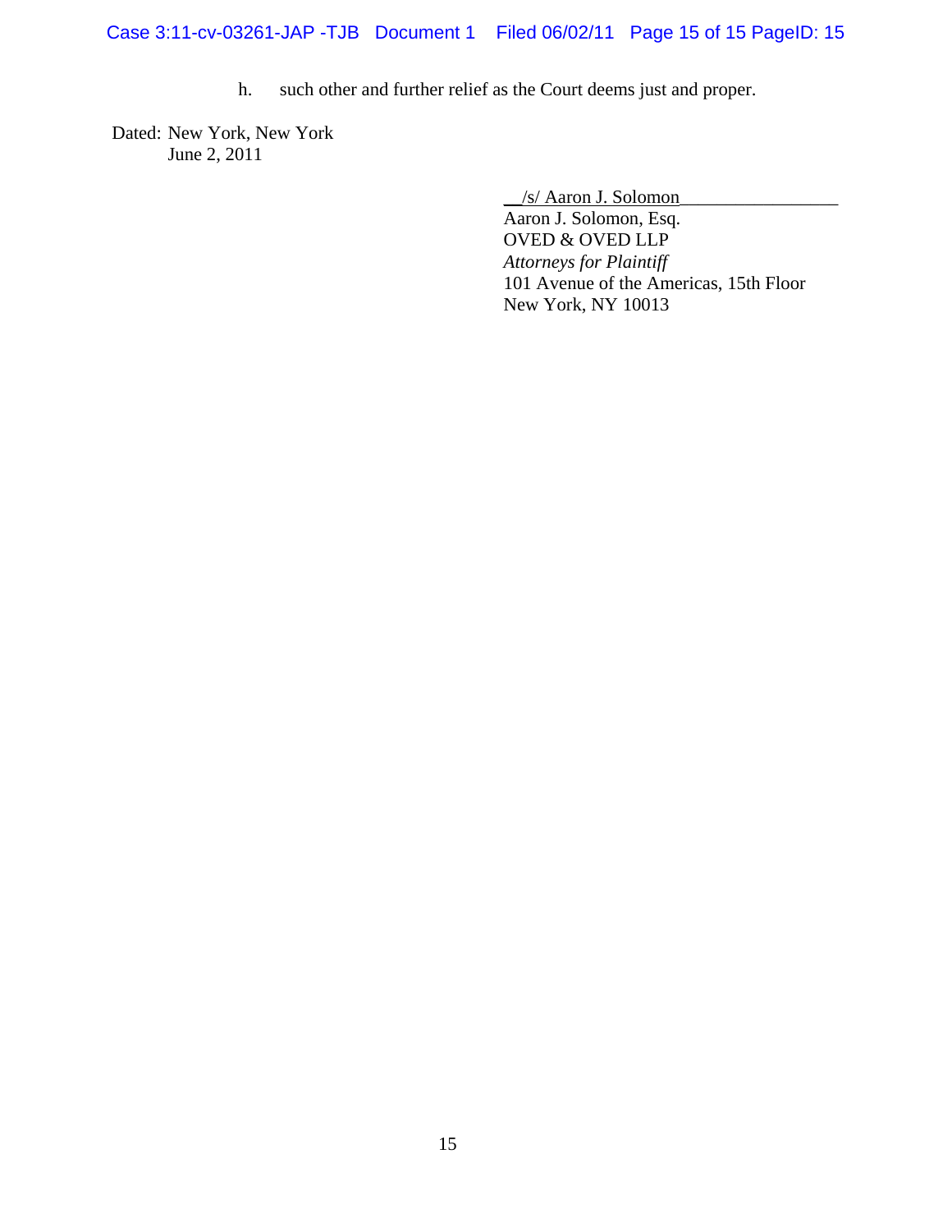h. such other and further relief as the Court deems just and proper.

Dated: New York, New York
June 2, 2011

__/s/ Aaron J. Solomon_________________
Aaron J. Solomon, Esq.
OVED & OVED LLP
*Attorneys for Plaintiff*
101 Avenue of the Americas, 15th Floor
New York, NY 10013